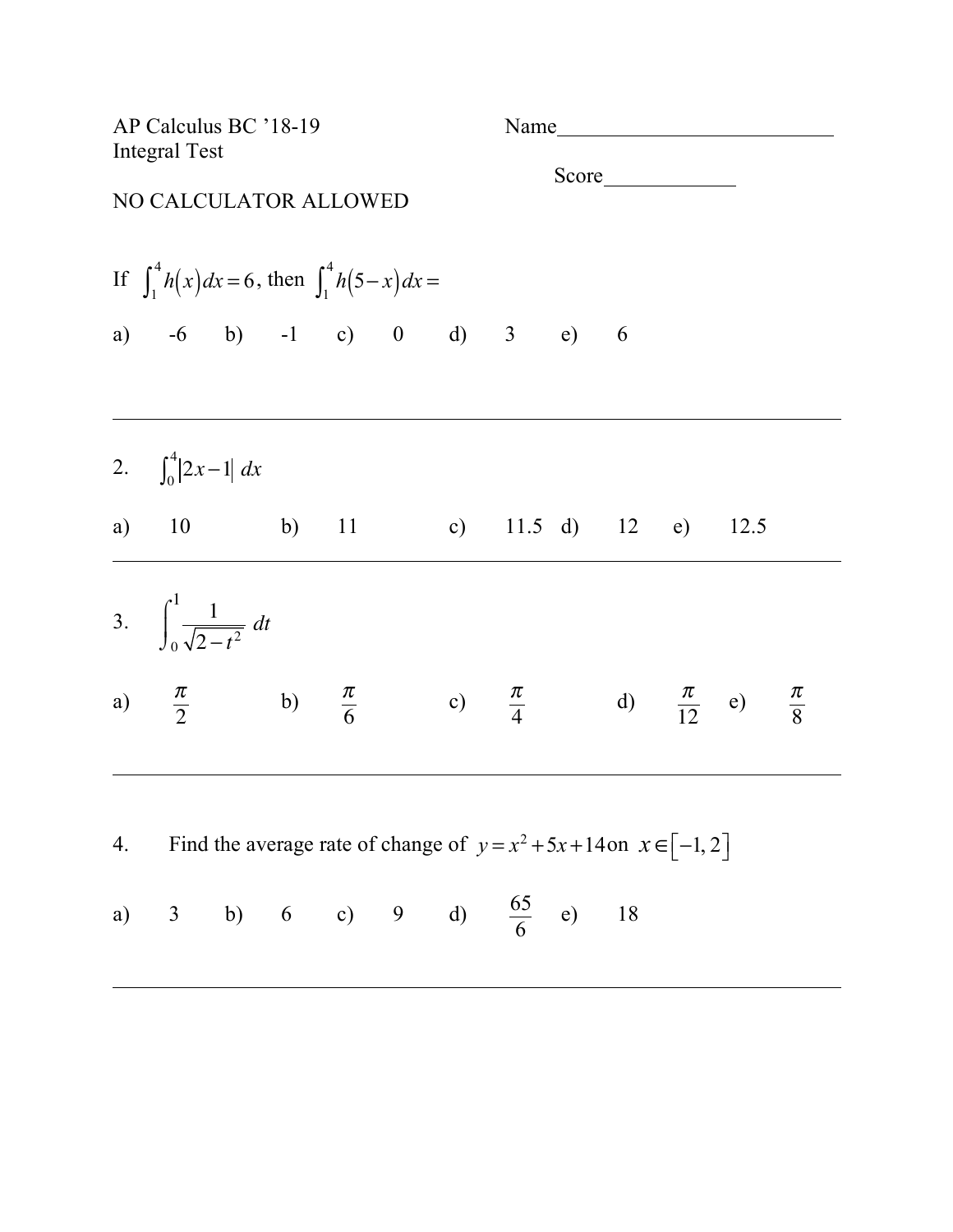AP Calculus BC '18-19 Name__________________________

Integral Test

Score____________

NO CALCULATOR ALLOWED

If $\int_1^4 h(x)\,dx = 6$, then $\int_1^4 h(5-x)\,dx =$

a) -6 b) -1 c) 0 d) 3 e) 6

---

2. $\int_0^4 |2x-1|\,dx$

a) 10 b) 11 c) 11.5 d) 12 e) 12.5

---

3. $\int_0^1 \frac{1}{\sqrt{2-t^2}}\,dt$

a) $\frac{\pi}{2}$ b) $\frac{\pi}{6}$ c) $\frac{\pi}{4}$ d) $\frac{\pi}{12}$ e) $\frac{\pi}{8}$

---

4. Find the average rate of change of $y = x^2 + 5x + 14$ on $x \in [-1, 2]$

a) 3 b) 6 c) 9 d) $\frac{65}{6}$ e) 18

---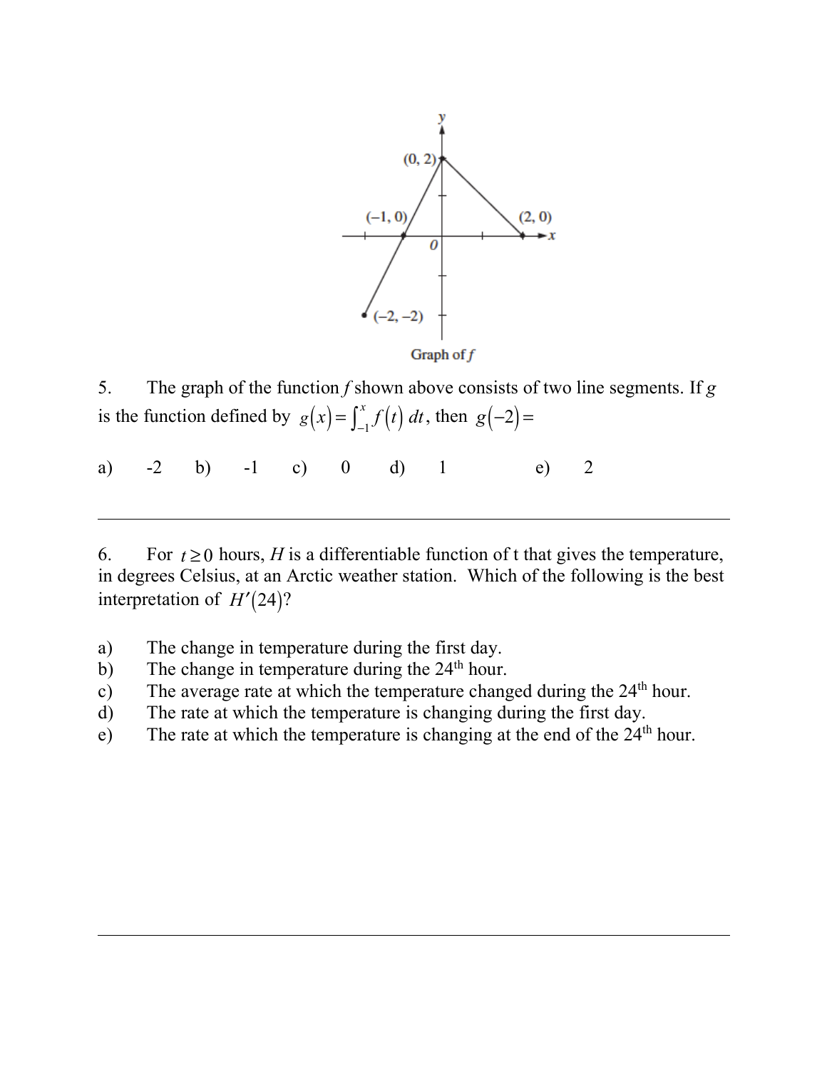Graph of $f$

5. The graph of the function $f$ shown above consists of two line segments. If $g$ is the function defined by $g(x) = \int_{-1}^{x} f(t)\, dt$, then $g(-2) =$

a) -2 b) -1 c) 0 d) 1 e) 2

---

6. For $t \geq 0$ hours, $H$ is a differentiable function of t that gives the temperature, in degrees Celsius, at an Arctic weather station. Which of the following is the best interpretation of $H'(24)$?

a) The change in temperature during the first day.
b) The change in temperature during the 24th hour.
c) The average rate at which the temperature changed during the 24th hour.
d) The rate at which the temperature is changing during the first day.
e) The rate at which the temperature is changing at the end of the 24th hour.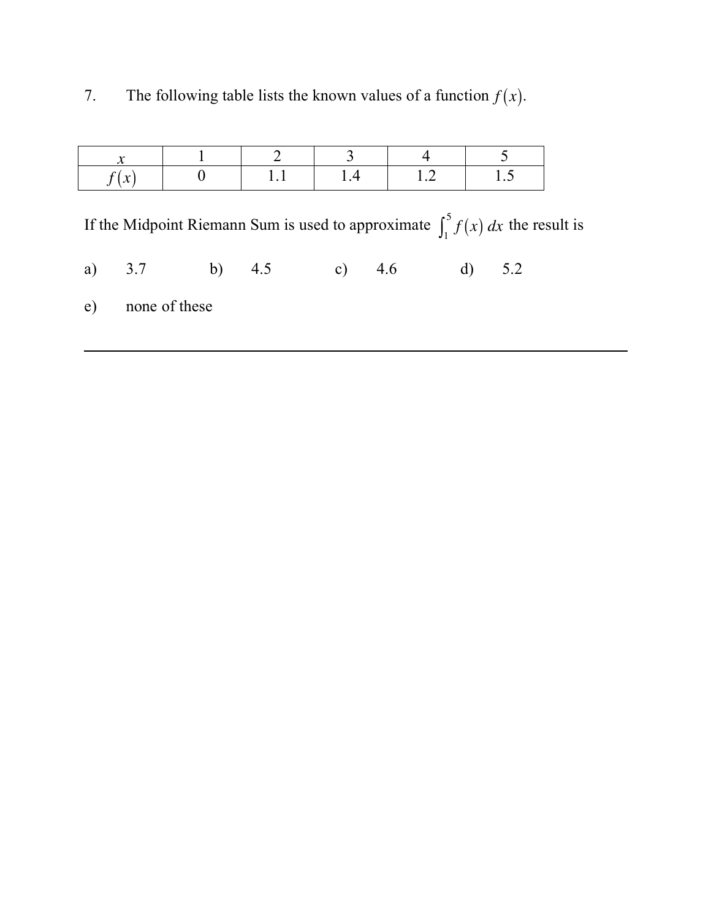7. The following table lists the known values of a function $f(x)$.

| $x$ | 1 | 2 | 3 | 4 | 5 |
|---|---|---|---|---|---|
| $f(x)$ | 0 | 1.1 | 1.4 | 1.2 | 1.5 |

If the Midpoint Riemann Sum is used to approximate $\int_1^5 f(x)\,dx$ the result is

a) 3.7 b) 4.5 c) 4.6 d) 5.2

e) none of these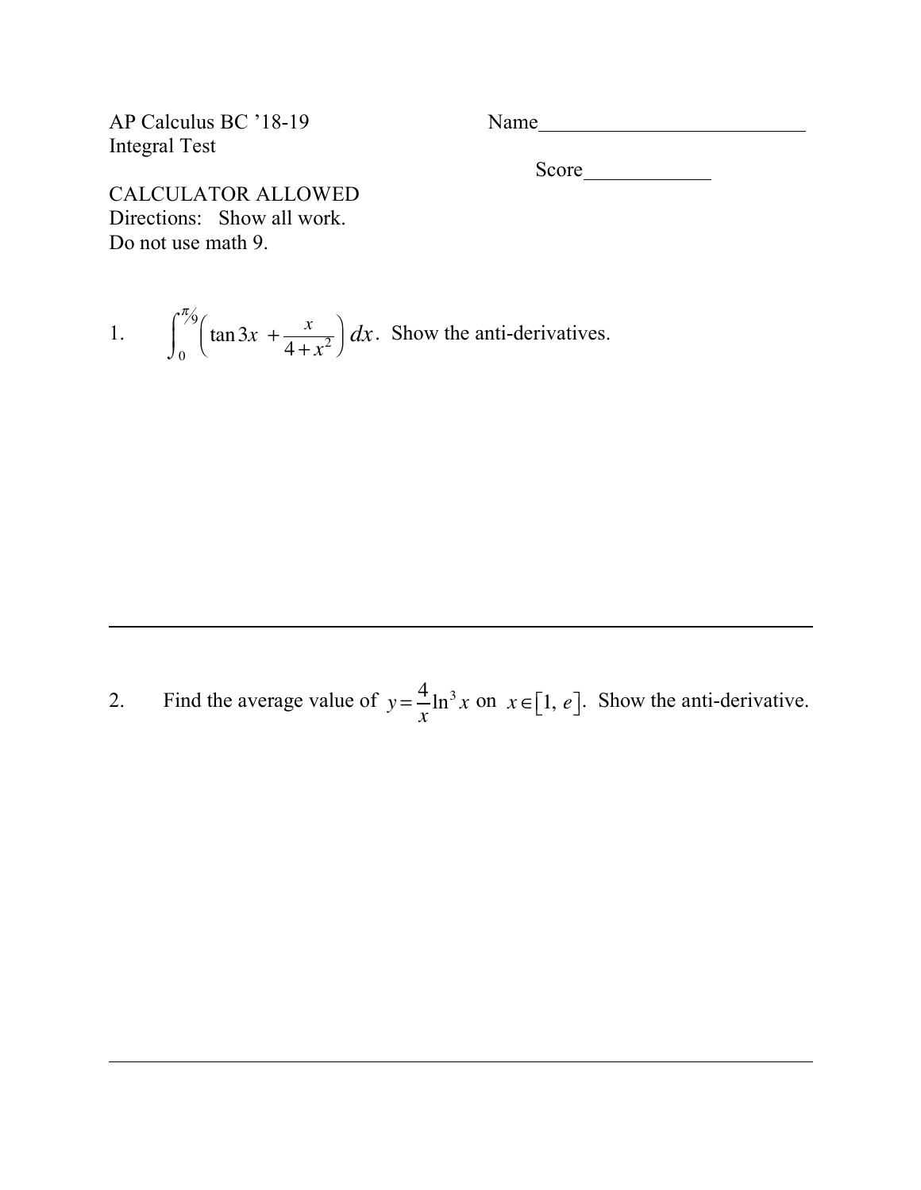AP Calculus BC '18-19 Name__________________________

Integral Test

Score____________

CALCULATOR ALLOWED

Directions: Show all work.

Do not use math 9.

1. $\displaystyle\int_0^{\pi/9}\left(\tan 3x + \frac{x}{4+x^2}\right)dx$. Show the anti-derivatives.

---

2. Find the average value of $y = \dfrac{4}{x}\ln^3 x$ on $x \in [1, e]$. Show the anti-derivative.

---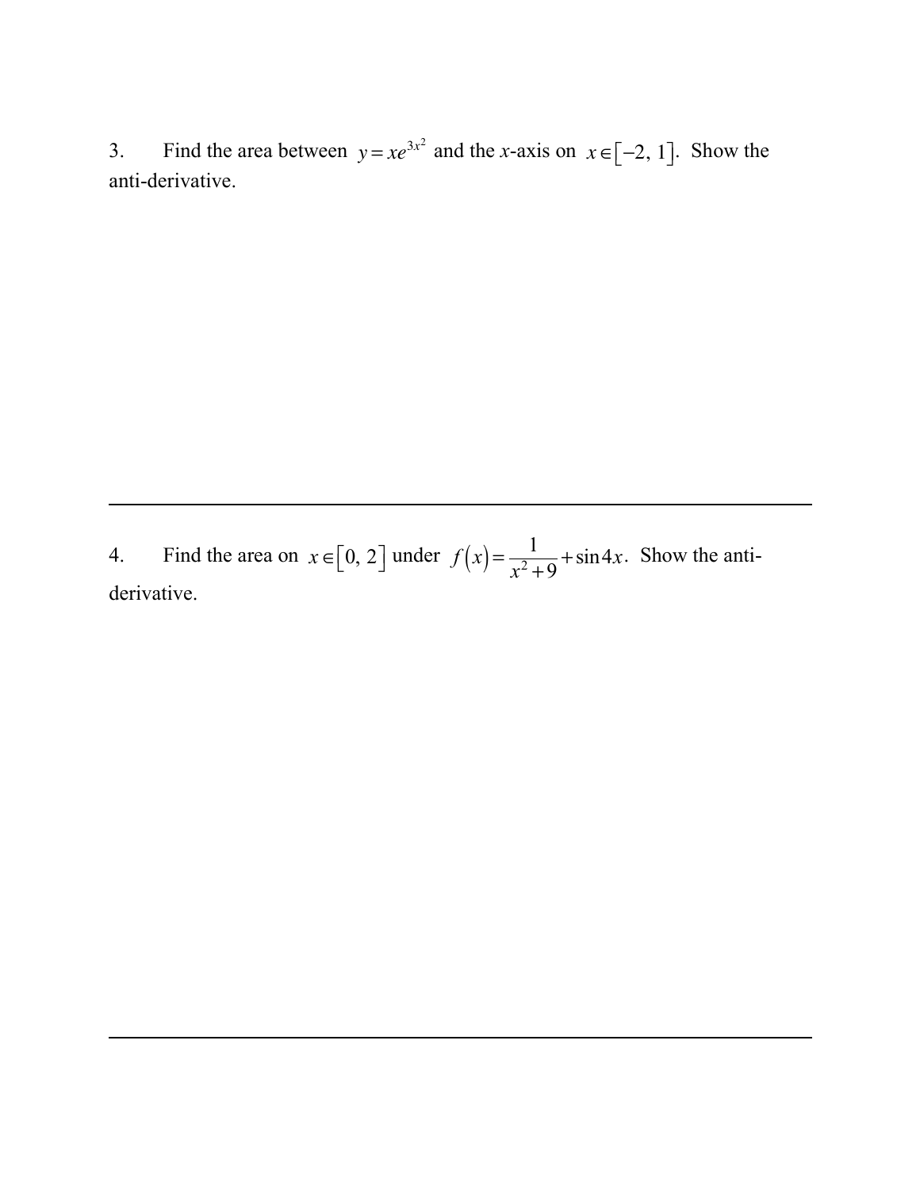3. Find the area between $y = xe^{3x^2}$ and the $x$-axis on $x \in [-2, 1]$. Show the anti-derivative.

---

4. Find the area on $x \in [0, 2]$ under $f(x) = \dfrac{1}{x^2 + 9} + \sin 4x$. Show the anti-derivative.

---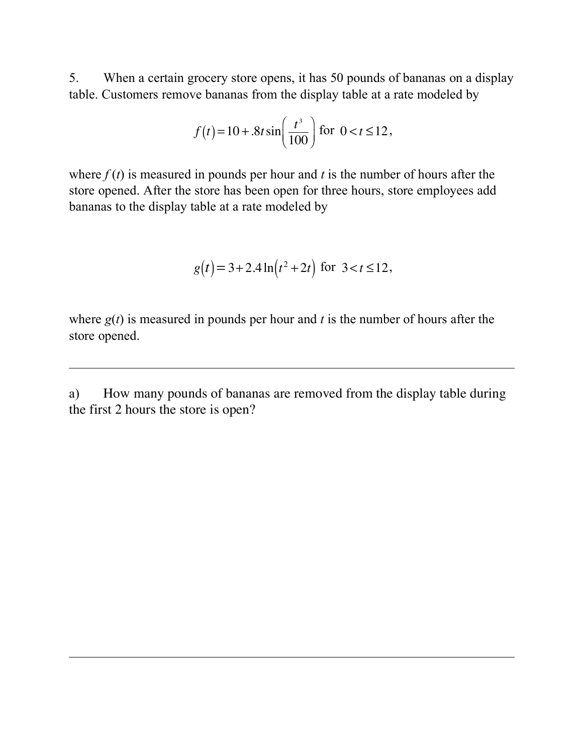5. When a certain grocery store opens, it has 50 pounds of bananas on a display table. Customers remove bananas from the display table at a rate modeled by

$$f(t) = 10 + .8t\sin\left(\frac{t^3}{100}\right) \text{ for } 0 < t \le 12,$$

where $f(t)$ is measured in pounds per hour and $t$ is the number of hours after the store opened. After the store has been open for three hours, store employees add bananas to the display table at a rate modeled by

$$g(t) = 3 + 2.4\ln\left(t^2 + 2t\right) \text{ for } 3 < t \le 12,$$

where $g(t)$ is measured in pounds per hour and $t$ is the number of hours after the store opened.

---

a) How many pounds of bananas are removed from the display table during the first 2 hours the store is open?

---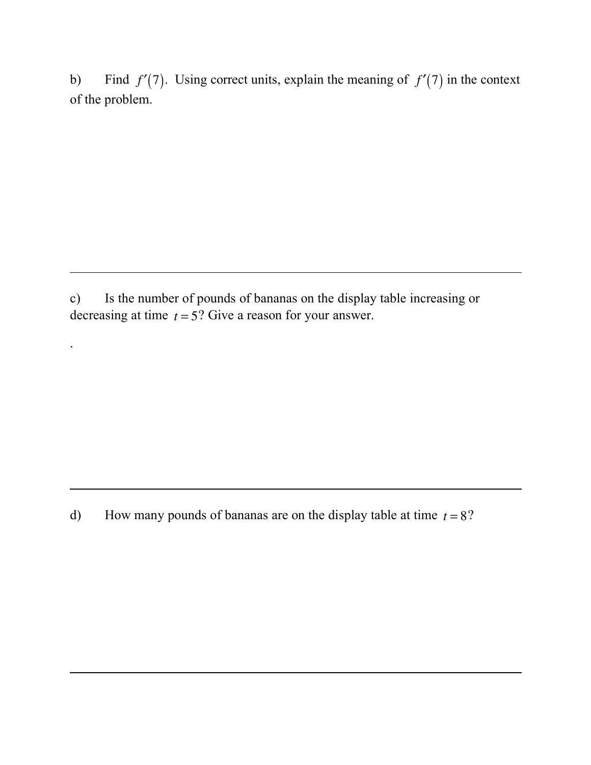b) Find $f'(7)$. Using correct units, explain the meaning of $f'(7)$ in the context of the problem.

---

c) Is the number of pounds of bananas on the display table increasing or decreasing at time $t = 5$? Give a reason for your answer.

.

---

d) How many pounds of bananas are on the display table at time $t = 8$?

---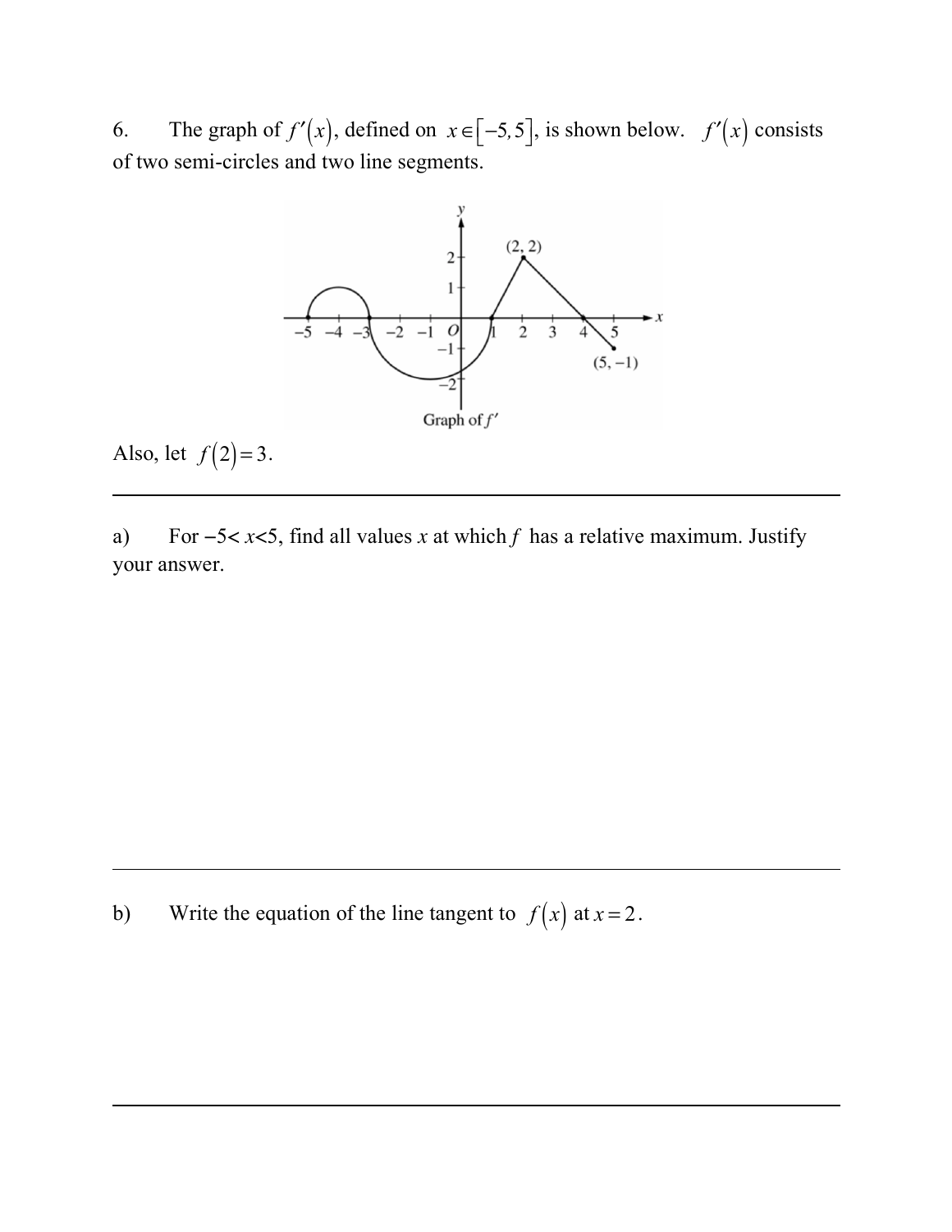6. The graph of $f'(x)$, defined on $x \in [-5, 5]$, is shown below. $f'(x)$ consists of two semi-circles and two line segments.

Graph of $f'$

Also, let $f(2) = 3$.

---

a) For $-5 < x < 5$, find all values $x$ at which $f$ has a relative maximum. Justify your answer.

---

b) Write the equation of the line tangent to $f(x)$ at $x = 2$.

---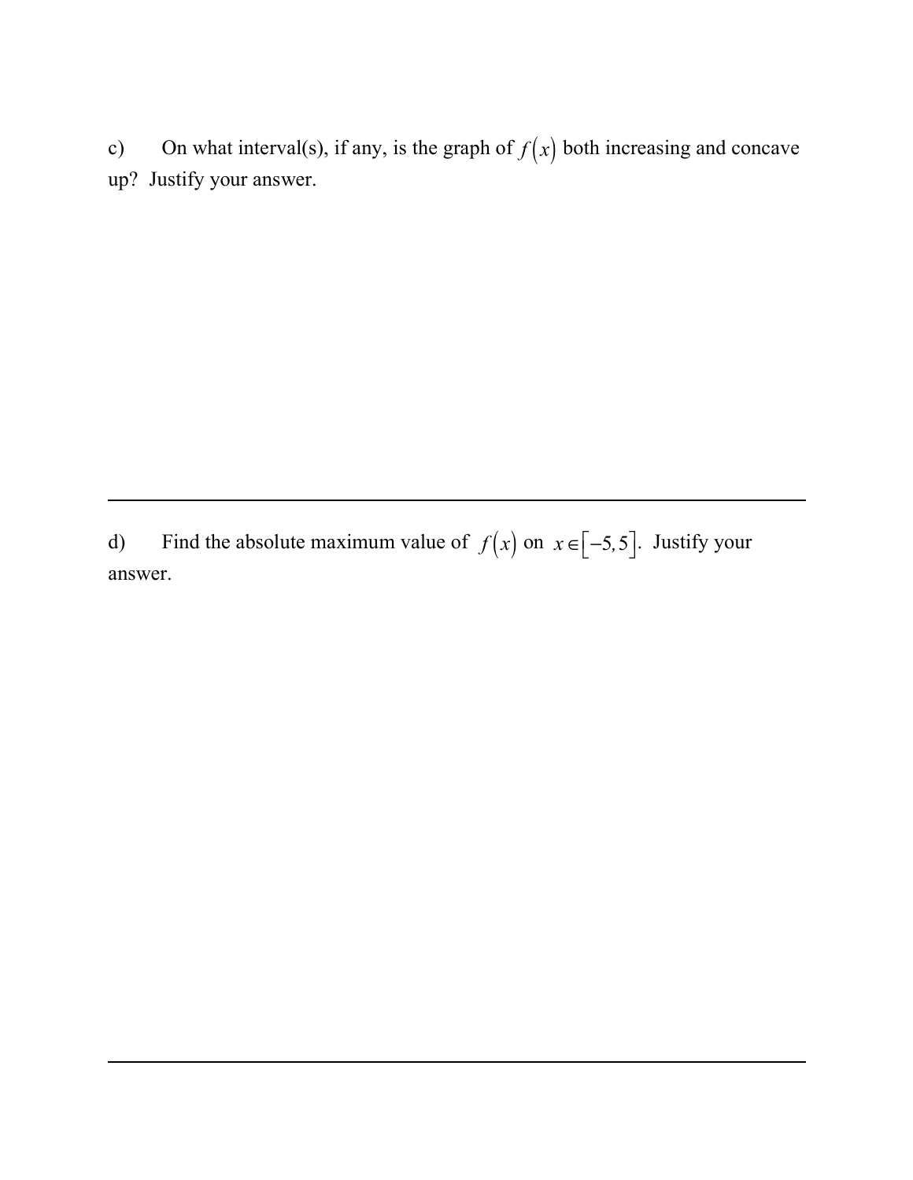c) On what interval(s), if any, is the graph of $f(x)$ both increasing and concave up? Justify your answer.

---

d) Find the absolute maximum value of $f(x)$ on $x \in [-5, 5]$. Justify your answer.

---